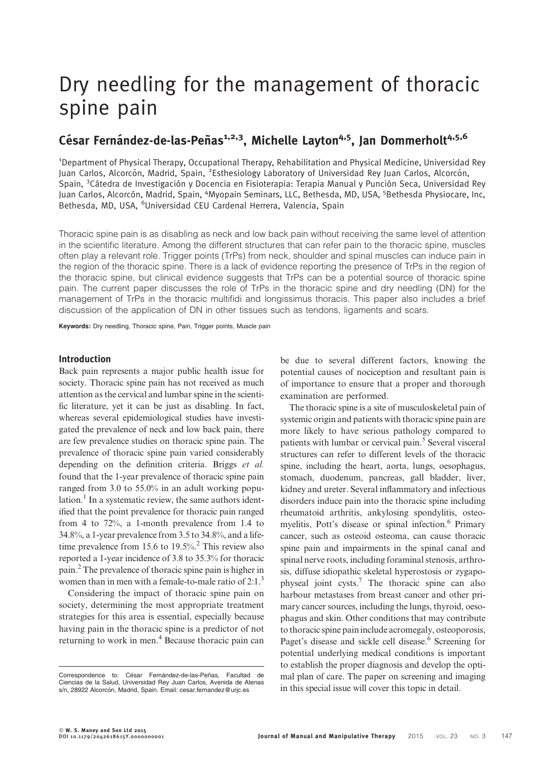# Dry needling for the management of thoracic spine pain

## César Fernández-de-las-Peñas[1,2,3], Michelle Layton[4,5], Jan Dommerholt[4,5,6]

[1]Department of Physical Therapy, Occupational Therapy, Rehabilitation and Physical Medicine, Universidad Rey Juan Carlos, Alcorcón, Madrid, Spain, [2]Esthesiology Laboratory of Universidad Rey Juan Carlos, Alcorcón, Spain, [3]Cátedra de Investigación y Docencia en Fisioterapia: Terapia Manual y Punción Seca, Universidad Rey Juan Carlos, Alcorcón, Madrid, Spain, [4]Myopain Seminars, LLC, Bethesda, MD, USA, [5]Bethesda Physiocare, Inc, Bethesda, MD, USA, [6]Universidad CEU Cardenal Herrera, Valencia, Spain

Thoracic spine pain is as disabling as neck and low back pain without receiving the same level of attention in the scientific literature. Among the different structures that can refer pain to the thoracic spine, muscles often play a relevant role. Trigger points (TrPs) from neck, shoulder and spinal muscles can induce pain in the region of the thoracic spine. There is a lack of evidence reporting the presence of TrPs in the region of the thoracic spine, but clinical evidence suggests that TrPs can be a potential source of thoracic spine pain. The current paper discusses the role of TrPs in the thoracic spine and dry needling (DN) for the management of TrPs in the thoracic multifidi and longissimus thoracis. This paper also includes a brief discussion of the application of DN in other tissues such as tendons, ligaments and scars.

**Keywords:** Dry needling, Thoracic spine, Pain, Trigger points, Muscle pain

### Introduction

Back pain represents a major public health issue for society. Thoracic spine pain has not received as much attention as the cervical and lumbar spine in the scientific literature, yet it can be just as disabling. In fact, whereas several epidemiological studies have investigated the prevalence of neck and low back pain, there are few prevalence studies on thoracic spine pain. The prevalence of thoracic spine pain varied considerably depending on the definition criteria. Briggs *et al.* found that the 1-year prevalence of thoracic spine pain ranged from 3.0 to 55.0% in an adult working population.[1] In a systematic review, the same authors identified that the point prevalence for thoracic pain ranged from 4 to 72%, a 1-month prevalence from 1.4 to 34.8%, a 1-year prevalence from 3.5 to 34.8%, and a lifetime prevalence from 15.6 to 19.5%.[2] This review also reported a 1-year incidence of 3.8 to 35.3% for thoracic pain.[2] The prevalence of thoracic spine pain is higher in women than in men with a female-to-male ratio of 2:1.[3]

Considering the impact of thoracic spine pain on society, determining the most appropriate treatment strategies for this area is essential, especially because having pain in the thoracic spine is a predictor of not returning to work in men.[4] Because thoracic pain can be due to several different factors, knowing the potential causes of nociception and resultant pain is of importance to ensure that a proper and thorough examination are performed.

The thoracic spine is a site of musculoskeletal pain of systemic origin and patients with thoracic spine pain are more likely to have serious pathology compared to patients with lumbar or cervical pain.[5] Several visceral structures can refer to different levels of the thoracic spine, including the heart, aorta, lungs, oesophagus, stomach, duodenum, pancreas, gall bladder, liver, kidney and ureter. Several inflammatory and infectious disorders induce pain into the thoracic spine including rheumatoid arthritis, ankylosing spondylitis, osteomyelitis, Pott's disease or spinal infection.[6] Primary cancer, such as osteoid osteoma, can cause thoracic spine pain and impairments in the spinal canal and spinal nerve roots, including foraminal stenosis, arthrosis, diffuse idiopathic skeletal hyperostosis or zygapophyseal joint cysts.[7] The thoracic spine can also harbour metastases from breast cancer and other primary cancer sources, including the lungs, thyroid, oesophagus and skin. Other conditions that may contribute to thoracic spine pain include acromegaly, osteoporosis, Paget's disease and sickle cell disease.[6] Screening for potential underlying medical conditions is important to establish the proper diagnosis and develop the optimal plan of care. The paper on screening and imaging in this special issue will cover this topic in detail.

Correspondence to: César Fernández-de-las-Peñas, Facultad de Ciencias de la Salud, Universidad Rey Juan Carlos, Avenida de Atenas s/n, 28922 Alcorcón, Madrid, Spain. Email: cesar.fernandez@urjc.es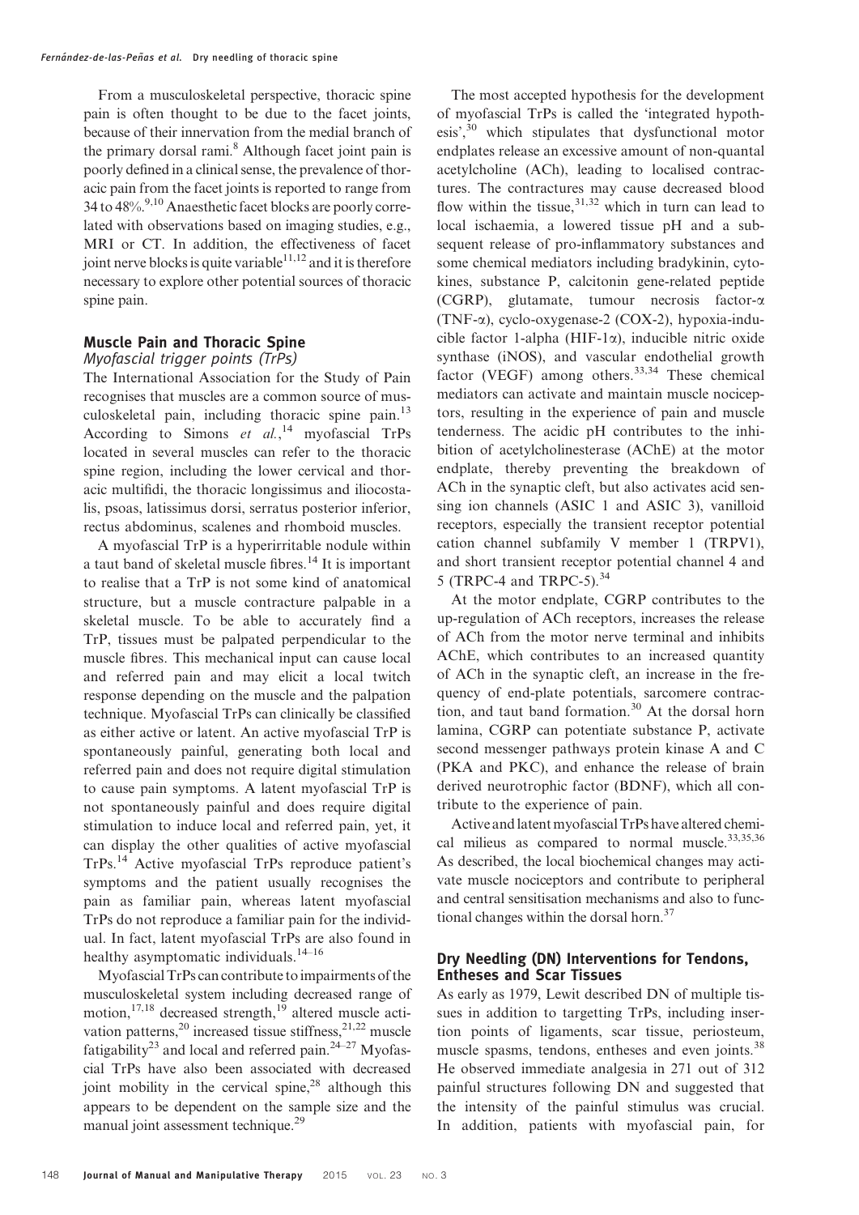From a musculoskeletal perspective, thoracic spine pain is often thought to be due to the facet joints, because of their innervation from the medial branch of the primary dorsal rami.[8] Although facet joint pain is poorly defined in a clinical sense, the prevalence of thoracic pain from the facet joints is reported to range from 34 to 48%.[9,10] Anaesthetic facet blocks are poorly correlated with observations based on imaging studies, e.g., MRI or CT. In addition, the effectiveness of facet joint nerve blocks is quite variable[11,12] and it is therefore necessary to explore other potential sources of thoracic spine pain.

## Muscle Pain and Thoracic Spine

### Myofascial trigger points (TrPs)

The International Association for the Study of Pain recognises that muscles are a common source of musculoskeletal pain, including thoracic spine pain.[13] According to Simons *et al.*,[14] myofascial TrPs located in several muscles can refer to the thoracic spine region, including the lower cervical and thoracic multifidi, the thoracic longissimus and iliocostalis, psoas, latissimus dorsi, serratus posterior inferior, rectus abdominus, scalenes and rhomboid muscles.

A myofascial TrP is a hyperirritable nodule within a taut band of skeletal muscle fibres.[14] It is important to realise that a TrP is not some kind of anatomical structure, but a muscle contracture palpable in a skeletal muscle. To be able to accurately find a TrP, tissues must be palpated perpendicular to the muscle fibres. This mechanical input can cause local and referred pain and may elicit a local twitch response depending on the muscle and the palpation technique. Myofascial TrPs can clinically be classified as either active or latent. An active myofascial TrP is spontaneously painful, generating both local and referred pain and does not require digital stimulation to cause pain symptoms. A latent myofascial TrP is not spontaneously painful and does require digital stimulation to induce local and referred pain, yet, it can display the other qualities of active myofascial TrPs.[14] Active myofascial TrPs reproduce patient's symptoms and the patient usually recognises the pain as familiar pain, whereas latent myofascial TrPs do not reproduce a familiar pain for the individual. In fact, latent myofascial TrPs are also found in healthy asymptomatic individuals.[14–16]

Myofascial TrPs can contribute to impairments of the musculoskeletal system including decreased range of motion,[17,18] decreased strength,[19] altered muscle activation patterns,[20] increased tissue stiffness,[21,22] muscle fatigability[23] and local and referred pain.[24–27] Myofascial TrPs have also been associated with decreased joint mobility in the cervical spine,[28] although this appears to be dependent on the sample size and the manual joint assessment technique.[29]

The most accepted hypothesis for the development of myofascial TrPs is called the 'integrated hypothesis',[30] which stipulates that dysfunctional motor endplates release an excessive amount of non-quantal acetylcholine (ACh), leading to localised contractures. The contractures may cause decreased blood flow within the tissue,[31,32] which in turn can lead to local ischaemia, a lowered tissue pH and a subsequent release of pro-inflammatory substances and some chemical mediators including bradykinin, cytokines, substance P, calcitonin gene-related peptide (CGRP), glutamate, tumour necrosis factor-$\alpha$ (TNF-$\alpha$), cyclo-oxygenase-2 (COX-2), hypoxia-inducible factor 1-alpha (HIF-1$\alpha$), inducible nitric oxide synthase (iNOS), and vascular endothelial growth factor (VEGF) among others.[33,34] These chemical mediators can activate and maintain muscle nociceptors, resulting in the experience of pain and muscle tenderness. The acidic pH contributes to the inhibition of acetylcholinesterase (AChE) at the motor endplate, thereby preventing the breakdown of ACh in the synaptic cleft, but also activates acid sensing ion channels (ASIC 1 and ASIC 3), vanilloid receptors, especially the transient receptor potential cation channel subfamily V member 1 (TRPV1), and short transient receptor potential channel 4 and 5 (TRPC-4 and TRPC-5).[34]

At the motor endplate, CGRP contributes to the up-regulation of ACh receptors, increases the release of ACh from the motor nerve terminal and inhibits AChE, which contributes to an increased quantity of ACh in the synaptic cleft, an increase in the frequency of end-plate potentials, sarcomere contraction, and taut band formation.[30] At the dorsal horn lamina, CGRP can potentiate substance P, activate second messenger pathways protein kinase A and C (PKA and PKC), and enhance the release of brain derived neurotrophic factor (BDNF), which all contribute to the experience of pain.

Active and latent myofascial TrPs have altered chemical milieus as compared to normal muscle.[33,35,36] As described, the local biochemical changes may activate muscle nociceptors and contribute to peripheral and central sensitisation mechanisms and also to functional changes within the dorsal horn.[37]

## Dry Needling (DN) Interventions for Tendons, Entheses and Scar Tissues

As early as 1979, Lewit described DN of multiple tissues in addition to targetting TrPs, including insertion points of ligaments, scar tissue, periosteum, muscle spasms, tendons, entheses and even joints.[38] He observed immediate analgesia in 271 out of 312 painful structures following DN and suggested that the intensity of the painful stimulus was crucial. In addition, patients with myofascial pain, for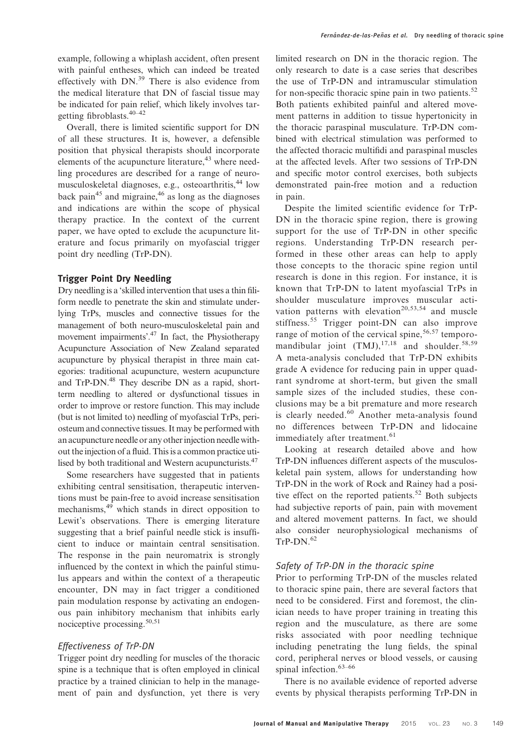example, following a whiplash accident, often present with painful entheses, which can indeed be treated effectively with DN.[39] There is also evidence from the medical literature that DN of fascial tissue may be indicated for pain relief, which likely involves targetting fibroblasts.[40–42]

Overall, there is limited scientific support for DN of all these structures. It is, however, a defensible position that physical therapists should incorporate elements of the acupuncture literature,[43] where needling procedures are described for a range of neuromusculoskeletal diagnoses, e.g., osteoarthritis,[44] low back pain[45] and migraine,[46] as long as the diagnoses and indications are within the scope of physical therapy practice. In the context of the current paper, we have opted to exclude the acupuncture literature and focus primarily on myofascial trigger point dry needling (TrP-DN).

## Trigger Point Dry Needling

Dry needling is a 'skilled intervention that uses a thin filiform needle to penetrate the skin and stimulate underlying TrPs, muscles and connective tissues for the management of both neuro-musculoskeletal pain and movement impairments'.[47] In fact, the Physiotherapy Acupuncture Association of New Zealand separated acupuncture by physical therapist in three main categories: traditional acupuncture, western acupuncture and TrP-DN.[48] They describe DN as a rapid, short-term needling to altered or dysfunctional tissues in order to improve or restore function. This may include (but is not limited to) needling of myofascial TrPs, periosteum and connective tissues. It may be performed with an acupuncture needle or any other injection needle without the injection of a fluid. This is a common practice utilised by both traditional and Western acupuncturists.[47]

Some researchers have suggested that in patients exhibiting central sensitisation, therapeutic interventions must be pain-free to avoid increase sensitisation mechanisms,[49] which stands in direct opposition to Lewit's observations. There is emerging literature suggesting that a brief painful needle stick is insufficient to induce or maintain central sensitisation. The response in the pain neuromatrix is strongly influenced by the context in which the painful stimulus appears and within the context of a therapeutic encounter, DN may in fact trigger a conditioned pain modulation response by activating an endogenous pain inhibitory mechanism that inhibits early nociceptive processing.[50,51]

### *Effectiveness of TrP-DN*

Trigger point dry needling for muscles of the thoracic spine is a technique that is often employed in clinical practice by a trained clinician to help in the management of pain and dysfunction, yet there is very limited research on DN in the thoracic region. The only research to date is a case series that describes the use of TrP-DN and intramuscular stimulation for non-specific thoracic spine pain in two patients.[52] Both patients exhibited painful and altered movement patterns in addition to tissue hypertonicity in the thoracic paraspinal musculature. TrP-DN combined with electrical stimulation was performed to the affected thoracic multifidi and paraspinal muscles at the affected levels. After two sessions of TrP-DN and specific motor control exercises, both subjects demonstrated pain-free motion and a reduction in pain.

Despite the limited scientific evidence for TrP-DN in the thoracic spine region, there is growing support for the use of TrP-DN in other specific regions. Understanding TrP-DN research performed in these other areas can help to apply those concepts to the thoracic spine region until research is done in this region. For instance, it is known that TrP-DN to latent myofascial TrPs in shoulder musculature improves muscular activation patterns with elevation[20,53,54] and muscle stiffness.[55] Trigger point-DN can also improve range of motion of the cervical spine,[56,57] temporomandibular joint (TMJ),[17,18] and shoulder.[58,59] A meta-analysis concluded that TrP-DN exhibits grade A evidence for reducing pain in upper quadrant syndrome at short-term, but given the small sample sizes of the included studies, these conclusions may be a bit premature and more research is clearly needed.[60] Another meta-analysis found no differences between TrP-DN and lidocaine immediately after treatment.[61]

Looking at research detailed above and how TrP-DN influences different aspects of the musculoskeletal pain system, allows for understanding how TrP-DN in the work of Rock and Rainey had a positive effect on the reported patients.[52] Both subjects had subjective reports of pain, pain with movement and altered movement patterns. In fact, we should also consider neurophysiological mechanisms of TrP-DN.[62]

### *Safety of TrP-DN in the thoracic spine*

Prior to performing TrP-DN of the muscles related to thoracic spine pain, there are several factors that need to be considered. First and foremost, the clinician needs to have proper training in treating this region and the musculature, as there are some risks associated with poor needling technique including penetrating the lung fields, the spinal cord, peripheral nerves or blood vessels, or causing spinal infection.[63–66]

There is no available evidence of reported adverse events by physical therapists performing TrP-DN in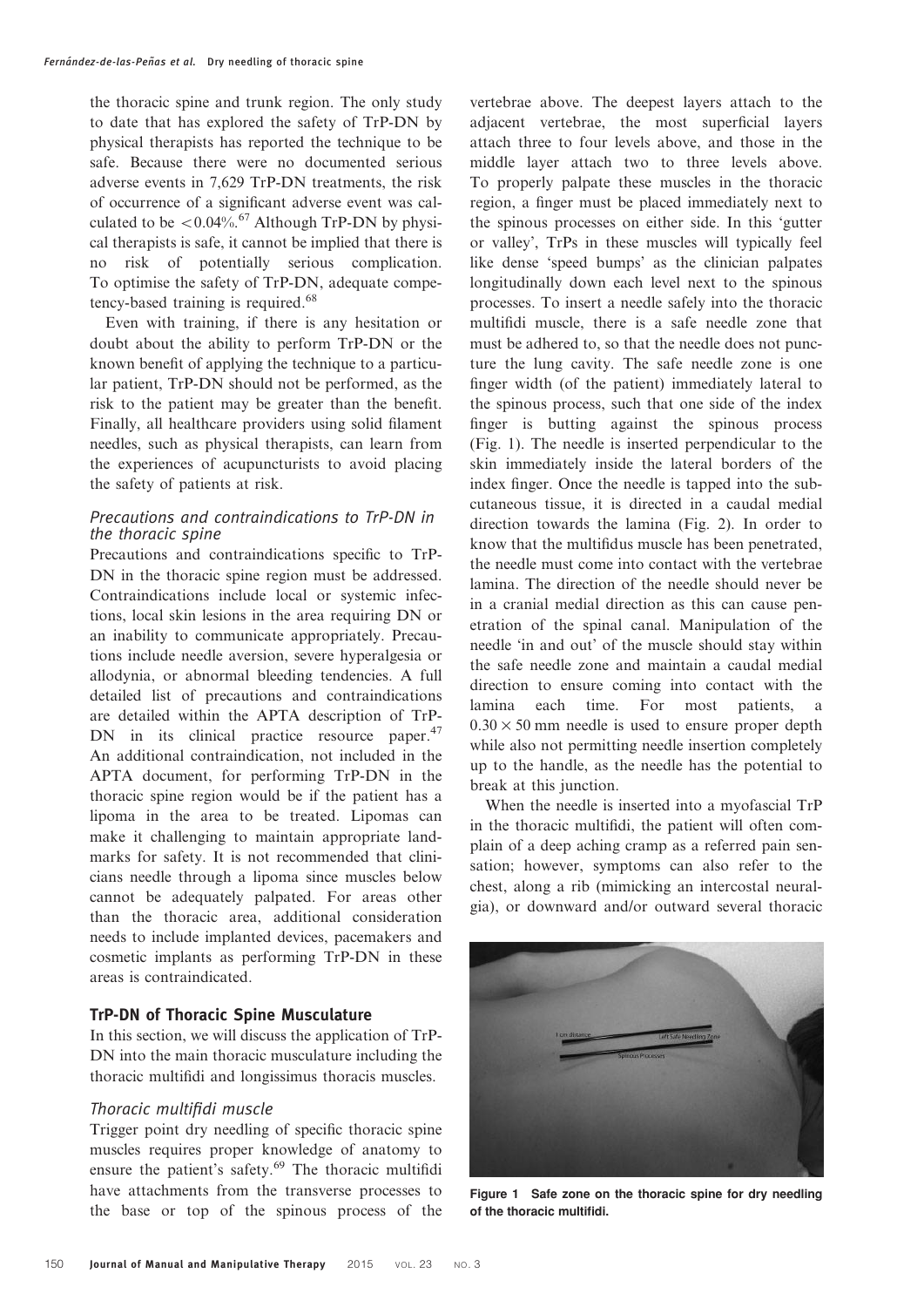the thoracic spine and trunk region. The only study to date that has explored the safety of TrP-DN by physical therapists has reported the technique to be safe. Because there were no documented serious adverse events in 7,629 TrP-DN treatments, the risk of occurrence of a significant adverse event was calculated to be <0.04%.[67] Although TrP-DN by physical therapists is safe, it cannot be implied that there is no risk of potentially serious complication. To optimise the safety of TrP-DN, adequate competency-based training is required.[68]

Even with training, if there is any hesitation or doubt about the ability to perform TrP-DN or the known benefit of applying the technique to a particular patient, TrP-DN should not be performed, as the risk to the patient may be greater than the benefit. Finally, all healthcare providers using solid filament needles, such as physical therapists, can learn from the experiences of acupuncturists to avoid placing the safety of patients at risk.

### *Precautions and contraindications to TrP-DN in the thoracic spine*

Precautions and contraindications specific to TrP-DN in the thoracic spine region must be addressed. Contraindications include local or systemic infections, local skin lesions in the area requiring DN or an inability to communicate appropriately. Precautions include needle aversion, severe hyperalgesia or allodynia, or abnormal bleeding tendencies. A full detailed list of precautions and contraindications are detailed within the APTA description of TrP-DN in its clinical practice resource paper.[47] An additional contraindication, not included in the APTA document, for performing TrP-DN in the thoracic spine region would be if the patient has a lipoma in the area to be treated. Lipomas can make it challenging to maintain appropriate landmarks for safety. It is not recommended that clinicians needle through a lipoma since muscles below cannot be adequately palpated. For areas other than the thoracic area, additional consideration needs to include implanted devices, pacemakers and cosmetic implants as performing TrP-DN in these areas is contraindicated.

## TrP-DN of Thoracic Spine Musculature

In this section, we will discuss the application of TrP-DN into the main thoracic musculature including the thoracic multifidi and longissimus thoracis muscles.

### *Thoracic multifidi muscle*

Trigger point dry needling of specific thoracic spine muscles requires proper knowledge of anatomy to ensure the patient's safety.[69] The thoracic multifidi have attachments from the transverse processes to the base or top of the spinous process of the vertebrae above. The deepest layers attach to the adjacent vertebrae, the most superficial layers attach three to four levels above, and those in the middle layer attach two to three levels above. To properly palpate these muscles in the thoracic region, a finger must be placed immediately next to the spinous processes on either side. In this 'gutter or valley', TrPs in these muscles will typically feel like dense 'speed bumps' as the clinician palpates longitudinally down each level next to the spinous processes. To insert a needle safely into the thoracic multifidi muscle, there is a safe needle zone that must be adhered to, so that the needle does not puncture the lung cavity. The safe needle zone is one finger width (of the patient) immediately lateral to the spinous process, such that one side of the index finger is butting against the spinous process (Fig. 1). The needle is inserted perpendicular to the skin immediately inside the lateral borders of the index finger. Once the needle is tapped into the subcutaneous tissue, it is directed in a caudal medial direction towards the lamina (Fig. 2). In order to know that the multifidus muscle has been penetrated, the needle must come into contact with the vertebrae lamina. The direction of the needle should never be in a cranial medial direction as this can cause penetration of the spinal canal. Manipulation of the needle 'in and out' of the muscle should stay within the safe needle zone and maintain a caudal medial direction to ensure coming into contact with the lamina each time. For most patients, a $0.30 \times 50$ mm needle is used to ensure proper depth while also not permitting needle insertion completely up to the handle, as the needle has the potential to break at this junction.

When the needle is inserted into a myofascial TrP in the thoracic multifidi, the patient will often complain of a deep aching cramp as a referred pain sensation; however, symptoms can also refer to the chest, along a rib (mimicking an intercostal neuralgia), or downward and/or outward several thoracic

**Figure 1 Safe zone on the thoracic spine for dry needling of the thoracic multifidi.**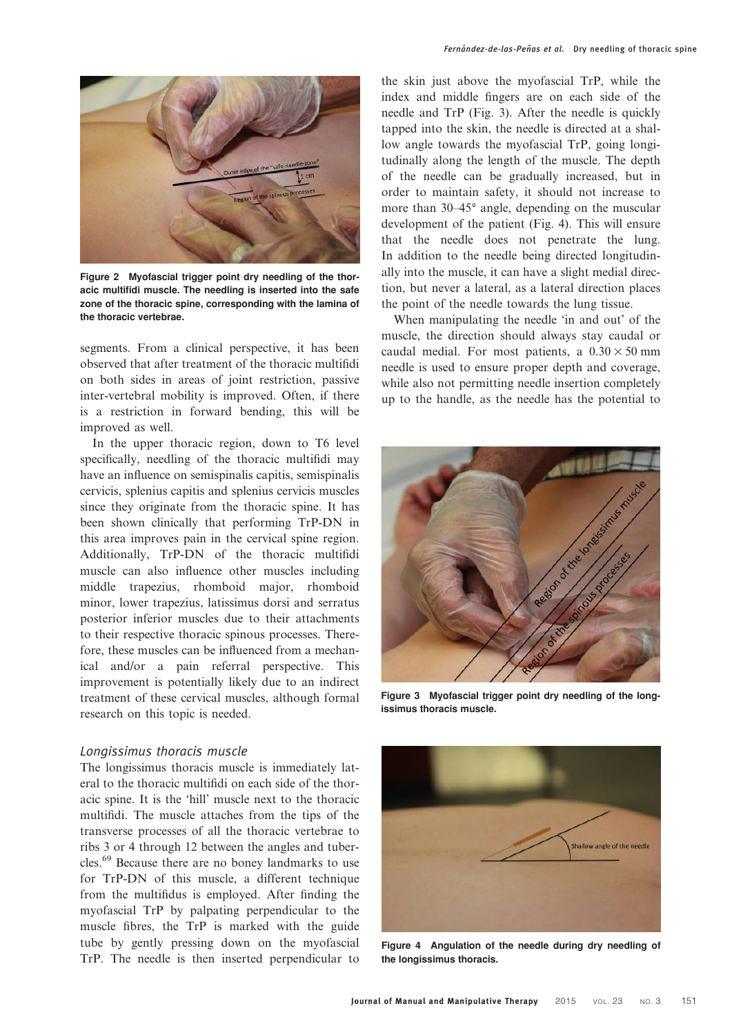Figure 2 Myofascial trigger point dry needling of the thoracic multifidi muscle. The needling is inserted into the safe zone of the thoracic spine, corresponding with the lamina of the thoracic vertebrae.

segments. From a clinical perspective, it has been observed that after treatment of the thoracic multifidi on both sides in areas of joint restriction, passive inter-vertebral mobility is improved. Often, if there is a restriction in forward bending, this will be improved as well.

In the upper thoracic region, down to T6 level specifically, needling of the thoracic multifidi may have an influence on semispinalis capitis, semispinalis cervicis, splenius capitis and splenius cervicis muscles since they originate from the thoracic spine. It has been shown clinically that performing TrP-DN in this area improves pain in the cervical spine region. Additionally, TrP-DN of the thoracic multifidi muscle can also influence other muscles including middle trapezius, rhomboid major, rhomboid minor, lower trapezius, latissimus dorsi and serratus posterior inferior muscles due to their attachments to their respective thoracic spinous processes. Therefore, these muscles can be influenced from a mechanical and/or a pain referral perspective. This improvement is potentially likely due to an indirect treatment of these cervical muscles, although formal research on this topic is needed.

### *Longissimus thoracis muscle*

The longissimus thoracis muscle is immediately lateral to the thoracic multifidi on each side of the thoracic spine. It is the 'hill' muscle next to the thoracic multifidi. The muscle attaches from the tips of the transverse processes of all the thoracic vertebrae to ribs 3 or 4 through 12 between the angles and tubercles.[69] Because there are no boney landmarks to use for TrP-DN of this muscle, a different technique from the multifidus is employed. After finding the myofascial TrP by palpating perpendicular to the muscle fibres, the TrP is marked with the guide tube by gently pressing down on the myofascial TrP. The needle is then inserted perpendicular to the skin just above the myofascial TrP, while the index and middle fingers are on each side of the needle and TrP (Fig. 3). After the needle is quickly tapped into the skin, the needle is directed at a shallow angle towards the myofascial TrP, going longitudinally along the length of the muscle. The depth of the needle can be gradually increased, but in order to maintain safety, it should not increase to more than 30–45° angle, depending on the muscular development of the patient (Fig. 4). This will ensure that the needle does not penetrate the lung. In addition to the needle being directed longitudinally into the muscle, it can have a slight medial direction, but never a lateral, as a lateral direction places the point of the needle towards the lung tissue.

When manipulating the needle 'in and out' of the muscle, the direction should always stay caudal or caudal medial. For most patients, a $0.30 \times 50$ mm needle is used to ensure proper depth and coverage, while also not permitting needle insertion completely up to the handle, as the needle has the potential to

Figure 3 Myofascial trigger point dry needling of the longissimus thoracis muscle.

Figure 4 Angulation of the needle during dry needling of the longissimus thoracis.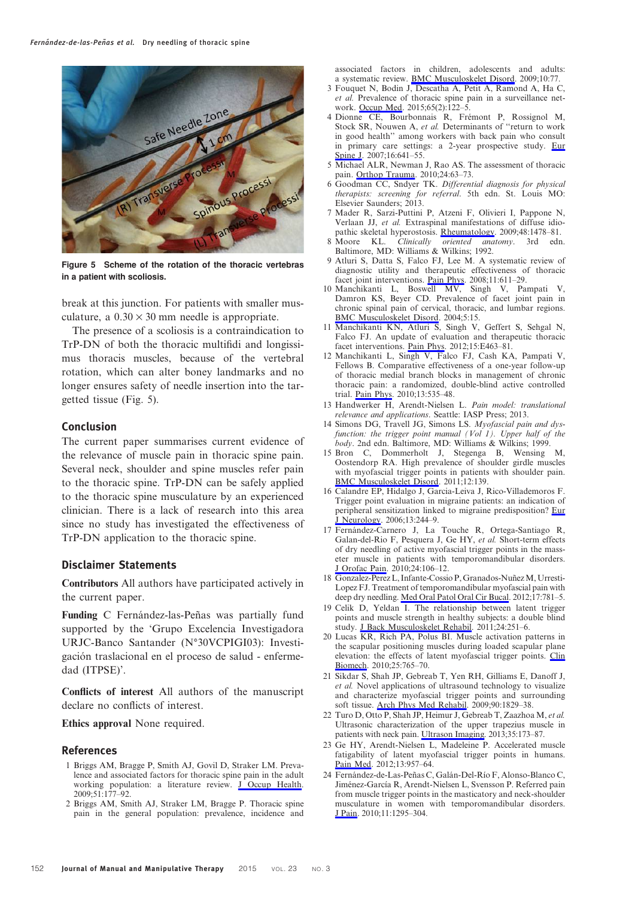**Figure 5 Scheme of the rotation of the thoracic vertebras in a patient with scoliosis.**

break at this junction. For patients with smaller musculature, a 0.30 × 30 mm needle is appropriate.

The presence of a scoliosis is a contraindication to TrP-DN of both the thoracic multifidi and longissimus thoracis muscles, because of the vertebral rotation, which can alter boney landmarks and no longer ensures safety of needle insertion into the targetted tissue (Fig. 5).

## Conclusion

The current paper summarises current evidence of the relevance of muscle pain in thoracic spine pain. Several neck, shoulder and spine muscles refer pain to the thoracic spine. TrP-DN can be safely applied to the thoracic spine musculature by an experienced clinician. There is a lack of research into this area since no study has investigated the effectiveness of TrP-DN application to the thoracic spine.

## Disclaimer Statements

**Contributors** All authors have participated actively in the current paper.

**Funding** C Fernández-las-Peñas was partially fund supported by the 'Grupo Excelencia Investigadora URJC-Banco Santander (N°30VCPIGI03): Investigación traslacional en el proceso de salud - enfermedad (ITPSE)'.

**Conflicts of interest** All authors of the manuscript declare no conflicts of interest.

**Ethics approval** None required.

## References

1 Briggs AM, Bragge P, Smith AJ, Govil D, Straker LM. Prevalence and associated factors for thoracic spine pain in the adult working population: a literature review. J Occup Health. 2009;51:177–92.
2 Briggs AM, Smith AJ, Straker LM, Bragge P. Thoracic spine pain in the general population: prevalence, incidence and associated factors in children, adolescents and adults: a systematic review. BMC Musculoskelet Disord. 2009;10:77.
3 Fouquet N, Bodin J, Descatha A, Petit A, Ramond A, Ha C, *et al.* Prevalence of thoracic spine pain in a surveillance network. Occup Med. 2015;65(2):122–5.
4 Dionne CE, Bourbonnais R, Frémont P, Rossignol M, Stock SR, Nouwen A, *et al.* Determinants of "return to work in good health" among workers with back pain who consult in primary care settings: a 2-year prospective study. Eur Spine J. 2007;16:641–55.
5 Michael ALR, Newman J, Rao AS. The assessment of thoracic pain. Orthop Trauma. 2010;24:63–73.
6 Goodman CC, Sndyer TK. *Differential diagnosis for physical therapists: screening for referral*. 5th edn. St. Louis MO: Elsevier Saunders; 2013.
7 Mader R, Sarzi-Puttini P, Atzeni F, Olivieri I, Pappone N, Verlaan JJ, *et al.* Extraspinal manifestations of diffuse idiopathic skeletal hyperostosis. Rheumatology. 2009;48:1478–81.
8 Moore KL. *Clinically oriented anatomy*. 3rd edn. Baltimore, MD: Williams & Wilkins; 1992.
9 Atluri S, Datta S, Falco FJ, Lee M. A systematic review of diagnostic utility and therapeutic effectiveness of thoracic facet joint interventions. Pain Phys. 2008;11:611–29.
10 Manchikanti L, Boswell MV, Singh V, Pampati V, Damron KS, Beyer CD. Prevalence of facet joint pain in chronic spinal pain of cervical, thoracic, and lumbar regions. BMC Musculoskelet Disord. 2004;5:15.
11 Manchikanti KN, Atluri S, Singh V, Geffert S, Sehgal N, Falco FJ. An update of evaluation and therapeutic thoracic facet joint interventions. Pain Phys. 2012;15:E463–81.
12 Manchikanti L, Singh V, Falco FJ, Cash KA, Pampati V, Fellows B. Comparative effectiveness of a one-year follow-up of thoracic medial branch blocks in management of chronic thoracic pain: a randomized, double-blind active controlled trial. Pain Phys. 2010;13:535–48.
13 Handwerker H, Arendt-Nielsen L. *Pain model: translational relevance and applications*. Seattle: IASP Press; 2013.
14 Simons DG, Travell JG, Simons LS. *Myofascial pain and dysfunction: the trigger point manual (Vol 1). Upper half of the body*. 2nd edn. Baltimore, MD: Williams & Wilkins; 1999.
15 Bron C, Dommerholt J, Stegenga B, Wensing M, Oostendorp RA. High prevalence of shoulder girdle muscles with myofascial trigger points in patients with shoulder pain. BMC Musculoskelet Disord. 2011;12:139.
16 Calandre EP, Hidalgo J, García-Leiva J, Rico-Villademoros F. Trigger point evaluation in migraine patients: an indication of peripheral sensitization linked to migraine predisposition? Eur J Neurology. 2006;13:244–9.
17 Fernández-Carnero J, La Touche R, Ortega-Santiago R, Galan-del-Rio F, Pesquera J, Ge HY, *et al.* Short-term effects of dry needling of active myofascial trigger points in the masseter muscle in patients with temporomandibular disorders. J Orofac Pain. 2010;24:106–12.
18 Gonzalez-Perez L, Infante-Cossio P, Granados-Nuñez M, Urresti-Lopez FJ. Treatment of temporomandibular myofascial pain with deep dry needling. Med Oral Patol Oral Cir Bucal. 2012;17:781–5.
19 Celik D, Yeldan I. The relationship between latent trigger points and muscle strength in healthy subjects: a double blind study. J Back Musculoskelet Rehabil. 2011;24:251–6.
20 Lucas KR, Rich PA, Polus BI. Muscle activation patterns in the scapular positioning muscles during loaded scapular plane elevation: the effects of latent myofascial trigger points. Clin Biomech. 2010;25:765–70.
21 Sikdar S, Shah JP, Gebreab T, Yen RH, Gilliams E, Danoff J, *et al.* Novel applications of ultrasound technology to visualize and characterize myofascial trigger points and surrounding soft tissue. Arch Phys Med Rehabil. 2009;90:1829–38.
22 Turo D, Otto P, Shah JP, Heimur J, Gebreab T, Zaazhoa M, *et al.* Ultrasonic characterization of the upper trapezius muscle in patients with neck pain. Ultrason Imaging. 2013;35:173–87.
23 Ge HY, Arendt-Nielsen L, Madeleine P. Accelerated muscle fatigability of latent myofascial trigger points in humans. Pain Med. 2012;13:957–64.
24 Fernández-de-Las-Peñas C, Galán-Del-Río F, Alonso-Blanco C, Jiménez-García R, Arendt-Nielsen L, Svensson P. Referred pain from muscle trigger points in the masticatory and neck-shoulder musculature in women with temporomandibular disorders. J Pain. 2010;11:1295–304.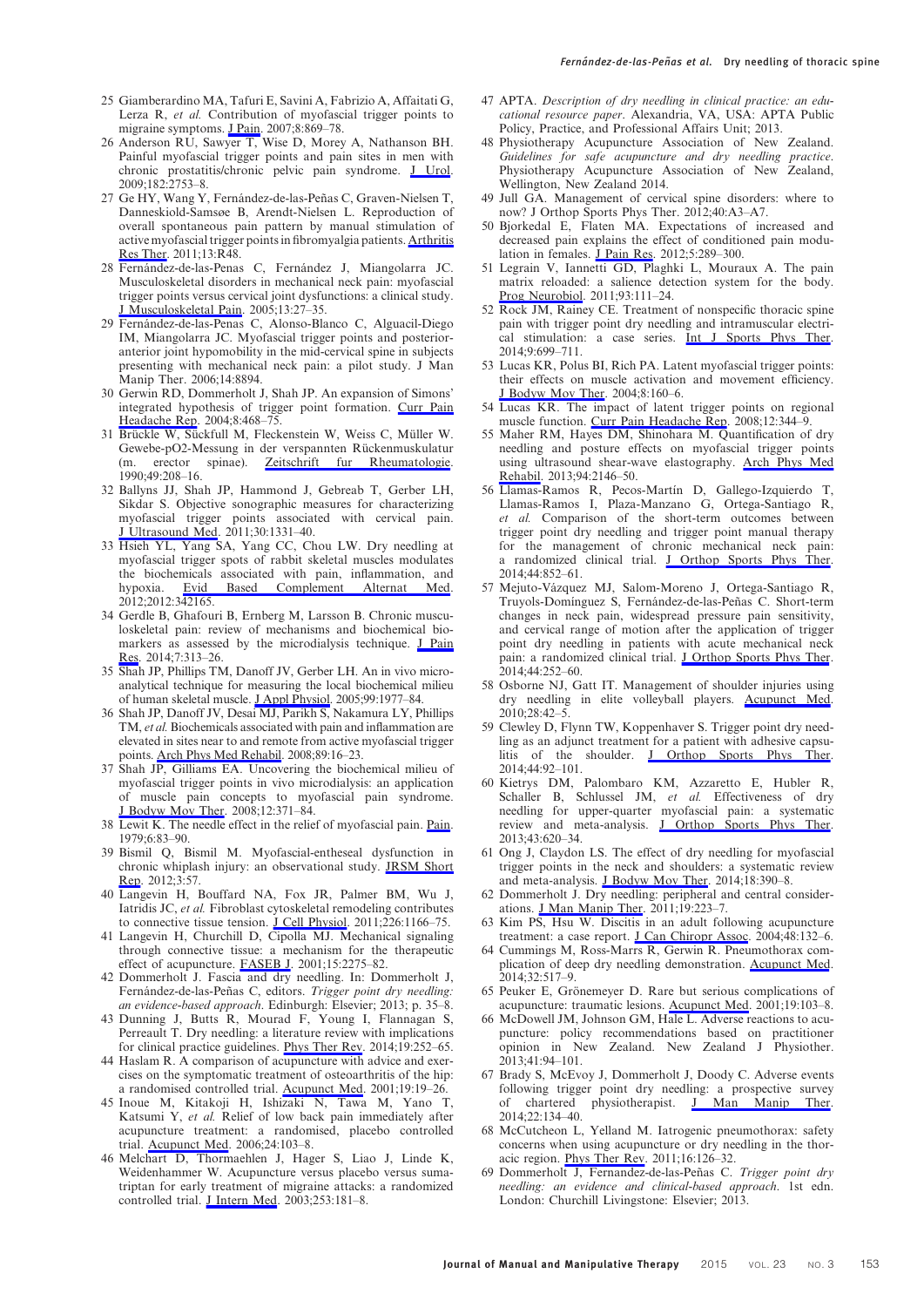25 Giamberardino MA, Tafuri E, Savini A, Fabrizio A, Affaitati G, Lerza R, *et al.* Contribution of myofascial trigger points to migraine symptoms. J Pain. 2007;8:869–78.

26 Anderson RU, Sawyer T, Wise D, Morey A, Nathanson BH. Painful myofascial trigger points and pain sites in men with chronic prostatitis/chronic pelvic pain syndrome. J Urol. 2009;182:2753–8.

27 Ge HY, Wang Y, Fernández-de-las-Peñas C, Graven-Nielsen T, Danneskiold-Samsøe B, Arendt-Nielsen L. Reproduction of overall spontaneous pain pattern by manual stimulation of active myofascial trigger points in fibromyalgia patients. Arthritis Res Ther. 2011;13:R48.

28 Fernández-de-las-Penas C, Fernández J, Miangolarra JC. Musculoskeletal disorders in mechanical neck pain: myofascial trigger points versus cervical joint dysfunctions: a clinical study. J Musculoskeletal Pain. 2005;13:27–35.

29 Fernández-de-las-Penas C, Alonso-Blanco C, Alguacil-Diego IM, Miangolarra JC. Myofascial trigger points and posterior-anterior joint hypomobility in the mid-cervical spine in subjects presenting with mechanical neck pain: a pilot study. J Man Manip Ther. 2006;14:8894.

30 Gerwin RD, Dommerholt J, Shah JP. An expansion of Simons' integrated hypothesis of trigger point formation. Curr Pain Headache Rep. 2004;8:468–75.

31 Brückle W, Sückfull M, Fleckenstein W, Weiss C, Müller W. Gewebe-pO2-Messung in der verspannten Rückenmuskulatur (m. erector spinae). Zeitschrift fur Rheumatologie. 1990;49:208–16.

32 Ballyns JJ, Shah JP, Hammond J, Gebreab T, Gerber LH, Sikdar S. Objective sonographic measures for characterizing myofascial trigger points associated with cervical pain. J Ultrasound Med. 2011;30:1331–40.

33 Hsieh YL, Yang SA, Yang CC, Chou LW. Dry needling at myofascial trigger spots of rabbit skeletal muscles modulates the biochemicals associated with pain, inflammation, and hypoxia. Evid Based Complement Alternat Med. 2012;2012:342165.

34 Gerdle B, Ghafouri B, Ernberg M, Larsson B. Chronic musculoskeletal pain: review of mechanisms and biochemical biomarkers as assessed by the microdialysis technique. J Pain Res. 2014;7:313–26.

35 Shah JP, Phillips TM, Danoff JV, Gerber LH. An in vivo microanalytical technique for measuring the local biochemical milieu of human skeletal muscle. J Appl Physiol. 2005;99:1977–84.

36 Shah JP, Danoff JV, Desai MJ, Parikh S, Nakamura LY, Phillips TM, *et al.* Biochemicals associated with pain and inflammation are elevated in sites near to and remote from active myofascial trigger points. Arch Phys Med Rehabil. 2008;89:16–23.

37 Shah JP, Gilliams EA. Uncovering the biochemical milieu of myofascial trigger points in vivo microdialysis: an application of muscle pain concepts to myofascial pain syndrome. J Bodyw Mov Ther. 2008;12:371–84.

38 Lewit K. The needle effect in the relief of myofascial pain. Pain. 1979;6:83–90.

39 Bismil Q, Bismil M. Myofascial-entheseal dysfunction in chronic whiplash injury: an observational study. JRSM Short Rep. 2012;3:57.

40 Langevin H, Bouffard NA, Fox JR, Palmer BM, Wu J, Iatridis JC, *et al.* Fibroblast cytoskeletal remodeling contributes to connective tissue tension. J Cell Physiol. 2011;226:1166–75.

41 Langevin H, Churchill D, Cipolla MJ. Mechanical signaling through connective tissue: a mechanism for the therapeutic effect of acupuncture. FASEB J. 2001;15:2275–82.

42 Dommerholt J. Fascia and dry needling. In: Dommerholt J, Fernández-de-las-Peñas C, editors. *Trigger point dry needling: an evidence-based approach*. Edinburgh: Elsevier; 2013; p. 35–8.

43 Dunning J, Butts R, Mourad F, Young I, Flannagan S, Perreault T. Dry needling: a literature review with implications for clinical practice guidelines. Phys Ther Rev. 2014;19:252–65.

44 Haslam R. A comparison of acupuncture with advice and exercises on the symptomatic treatment of osteoarthritis of the hip: a randomised controlled trial. Acupunct Med. 2001;19:19–26.

45 Inoue M, Kitakoji H, Ishizaki N, Tawa M, Yano T, Katsumi Y, *et al.* Relief of low back pain immediately after acupuncture treatment: a randomised, placebo controlled trial. Acupunct Med. 2006;24:103–8.

46 Melchart D, Thormaehlen J, Hager S, Liao J, Linde K, Weidenhammer W. Acupuncture versus placebo versus sumatriptan for early treatment of migraine attacks: a randomized controlled trial. J Intern Med. 2003;253:181–8.

47 APTA. *Description of dry needling in clinical practice: an educational resource paper*. Alexandria, VA, USA: APTA Public Policy, Practice, and Professional Affairs Unit; 2013.

48 Physiotherapy Acupuncture Association of New Zealand. *Guidelines for safe acupuncture and dry needling practice*. Physiotherapy Acupuncture Association of New Zealand, Wellington, New Zealand 2014.

49 Jull GA. Management of cervical spine disorders: where to now? J Orthop Sports Phys Ther. 2012;40:A3–A7.

50 Bjorkedal E, Flaten MA. Expectations of increased and decreased pain explains the effect of conditioned pain modulation in females. J Pain Res. 2012;5:289–300.

51 Legrain V, Iannetti GD, Plaghki L, Mouraux A. The pain matrix reloaded: a salience detection system for the body. Prog Neurobiol. 2011;93:111–24.

52 Rock JM, Rainey CE. Treatment of nonspecific thoracic spine pain with trigger point dry needling and intramuscular electrical stimulation: a case series. Int J Sports Phys Ther. 2014;9:699–711.

53 Lucas KR, Polus BI, Rich PA. Latent myofascial trigger points: their effects on muscle activation and movement efficiency. J Bodyw Mov Ther. 2004;8:160–6.

54 Lucas KR. The impact of latent trigger points on regional muscle function. Curr Pain Headache Rep. 2008;12:344–9.

55 Maher RM, Hayes DM, Shinohara M. Quantification of dry needling and posture effects on myofascial trigger points using ultrasound shear-wave elastography. Arch Phys Med Rehabil. 2013;94:2146–50.

56 Llamas-Ramos R, Pecos-Martín D, Gallego-Izquierdo T, Llamas-Ramos I, Plaza-Manzano G, Ortega-Santiago R, *et al.* Comparison of the short-term outcomes between trigger point dry needling and trigger point manual therapy for the management of chronic mechanical neck pain: a randomized clinical trial. J Orthop Sports Phys Ther. 2014;44:852–61.

57 Mejuto-Vázquez MJ, Salom-Moreno J, Ortega-Santiago R, Truyols-Domínguez S, Fernández-de-las-Peñas C. Short-term changes in neck pain, widespread pressure pain sensitivity, and cervical range of motion after the application of trigger point dry needling in patients with acute mechanical neck pain: a randomized clinical trial. J Orthop Sports Phys Ther. 2014;44:252–60.

58 Osborne NJ, Gatt IT. Management of shoulder injuries using dry needling in elite volleyball players. Acupunct Med. 2010;28:42–5.

59 Clewley D, Flynn TW, Koppenhaver S. Trigger point dry needling as an adjunct treatment for a patient with adhesive capsulitis of the shoulder. J Orthop Sports Phys Ther. 2014;44:92–101.

60 Kietrys DM, Palombaro KM, Azzaretto E, Hubler R, Schaller B, Schlussel JM, *et al.* Effectiveness of dry needling for upper-quarter myofascial pain: a systematic review and meta-analysis. J Orthop Sports Phys Ther. 2013;43:620–34.

61 Ong J, Claydon LS. The effect of dry needling for myofascial trigger points in the neck and shoulders: a systematic review and meta-analysis. J Bodyw Mov Ther. 2014;18:390–8.

62 Dommerholt J. Dry needling: peripheral and central considerations. J Man Manip Ther. 2011;19:223–7.

63 Kim PS, Hsu W. Discitis in an adult following acupuncture treatment: a case report. J Can Chiropr Assoc. 2004;48:132–6.

64 Cummings M, Ross-Marrs R, Gerwin R. Pneumothorax complication of deep dry needling demonstration. Acupunct Med. 2014;32:517–9.

65 Peuker E, Grönemeyer D. Rare but serious complications of acupuncture: traumatic lesions. Acupunct Med. 2001;19:103–8.

66 McDowell JM, Johnson GM, Hale L. Adverse reactions to acupuncture: policy recommendations based on practitioner opinion in New Zealand. New Zealand J Physiother. 2013;41:94–101.

67 Brady S, McEvoy J, Dommerholt J, Doody C. Adverse events following trigger point dry needling: a prospective survey of chartered physiotherapist. J Man Manip Ther. 2014;22:134–40.

68 McCutcheon L, Yelland M. Iatrogenic pneumothorax: safety concerns when using acupuncture or dry needling in the thoracic region. Phys Ther Rev. 2011;16:126–32.

69 Dommerholt J, Fernández-de-las-Peñas C. *Trigger point dry needling: an evidence and clinical-based approach*. 1st edn. London: Churchill Livingstone: Elsevier; 2013.